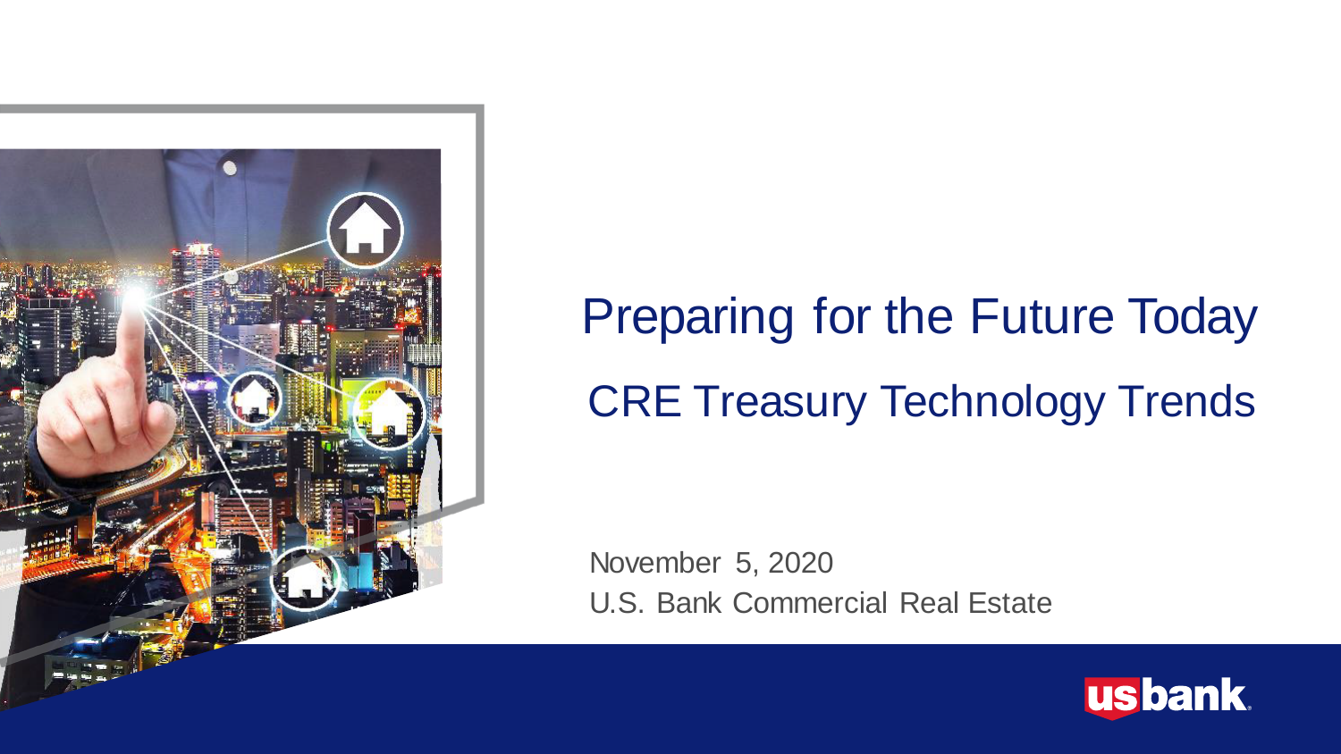# Preparing for the Future Today

## CRE Treasury Technology Trends

November 5, 2020

U.S. Bank Commercial Real Estate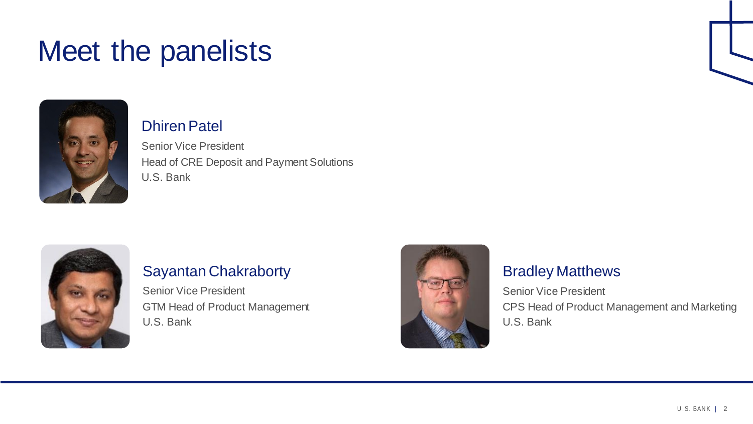# Meet the panelists

### Dhiren Patel

Senior Vice President
Head of CRE Deposit and Payment Solutions
U.S. Bank

### Sayantan Chakraborty

Senior Vice President
GTM Head of Product Management
U.S. Bank

### Bradley Matthews

Senior Vice President
CPS Head of Product Management and Marketing
U.S. Bank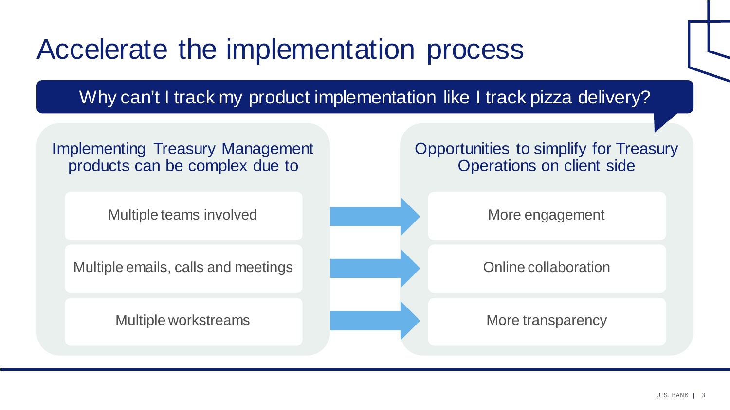# Accelerate the implementation process

**Why can't I track my product implementation like I track pizza delivery?**

| Implementing Treasury Management products can be complex due to | | Opportunities to simplify for Treasury Operations on client side |
| --- | --- | --- |
| Multiple teams involved | → | More engagement |
| Multiple emails, calls and meetings | → | Online collaboration |
| Multiple workstreams | → | More transparency |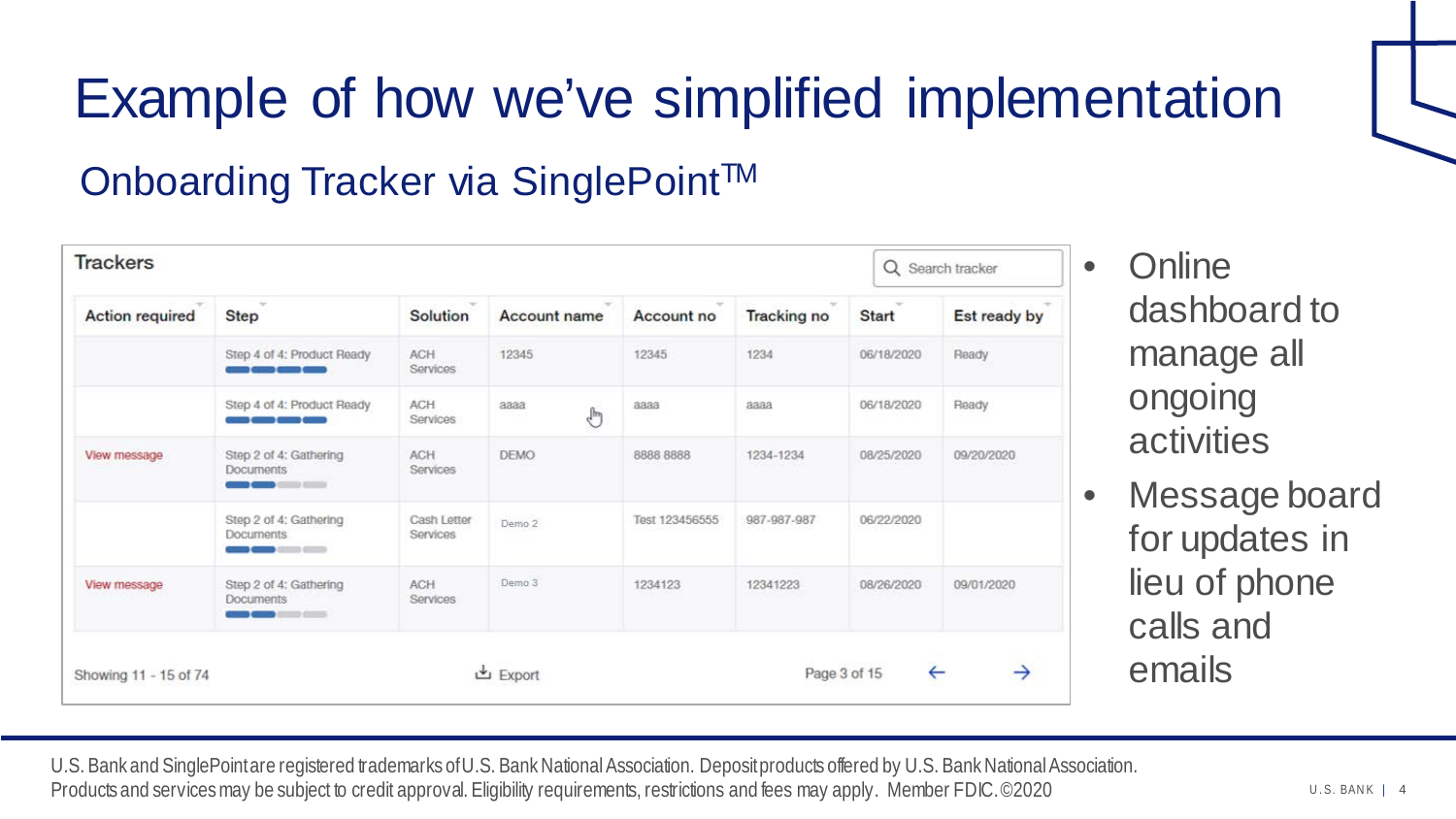# Example of how we've simplified implementation

## Onboarding Tracker via SinglePoint™

**Trackers**

Search tracker

| Action required | Step | Solution | Account name | Account no | Tracking no | Start | Est ready by |
|---|---|---|---|---|---|---|---|
| | Step 4 of 4: Product Ready | ACH Services | 12345 | 12345 | 1234 | 06/18/2020 | Ready |
| | Step 4 of 4: Product Ready | ACH Services | aaaa | aaaa | aaaa | 06/18/2020 | Ready |
| View message | Step 2 of 4: Gathering Documents | ACH Services | DEMO | 8888 8888 | 1234-1234 | 08/25/2020 | 09/20/2020 |
| | Step 2 of 4: Gathering Documents | Cash Letter Services | Demo 2 | Test 123456555 | 987-987-987 | 06/22/2020 | |
| View message | Step 2 of 4: Gathering Documents | ACH Services | Demo 3 | 1234123 | 12341223 | 08/26/2020 | 09/01/2020 |

Showing 11 - 15 of 74 | Export | Page 3 of 15

- Online dashboard to manage all ongoing activities
- Message board for updates in lieu of phone calls and emails

U.S. Bank and SinglePoint are registered trademarks of U.S. Bank National Association. Deposit products offered by U.S. Bank National Association. Products and services may be subject to credit approval. Eligibility requirements, restrictions and fees may apply. Member FDIC. ©2020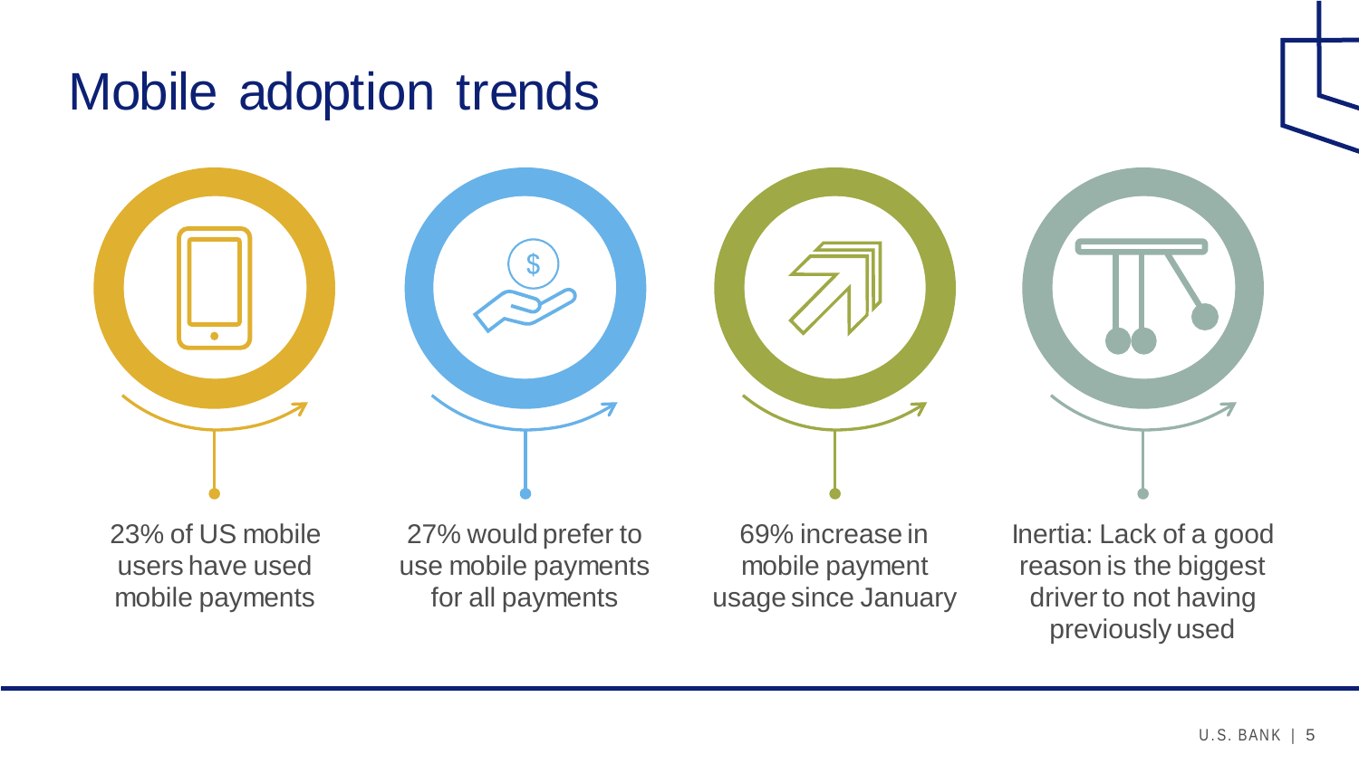# Mobile adoption trends

- 23% of US mobile users have used mobile payments
- 27% would prefer to use mobile payments for all payments
- 69% increase in mobile payment usage since January
- Inertia: Lack of a good reason is the biggest driver to not having previously used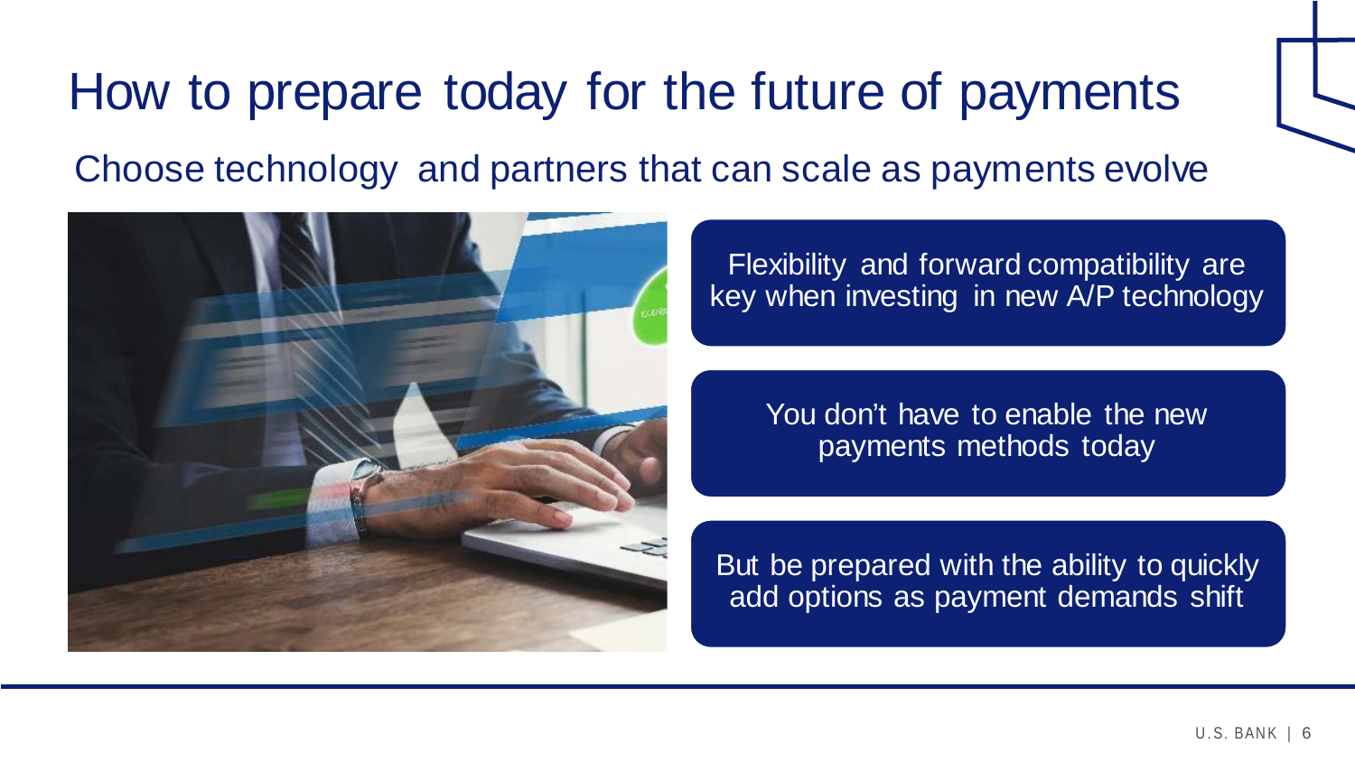# How to prepare today for the future of payments

## Choose technology and partners that can scale as payments evolve

Flexibility and forward compatibility are key when investing in new A/P technology

You don't have to enable the new payments methods today

But be prepared with the ability to quickly add options as payment demands shift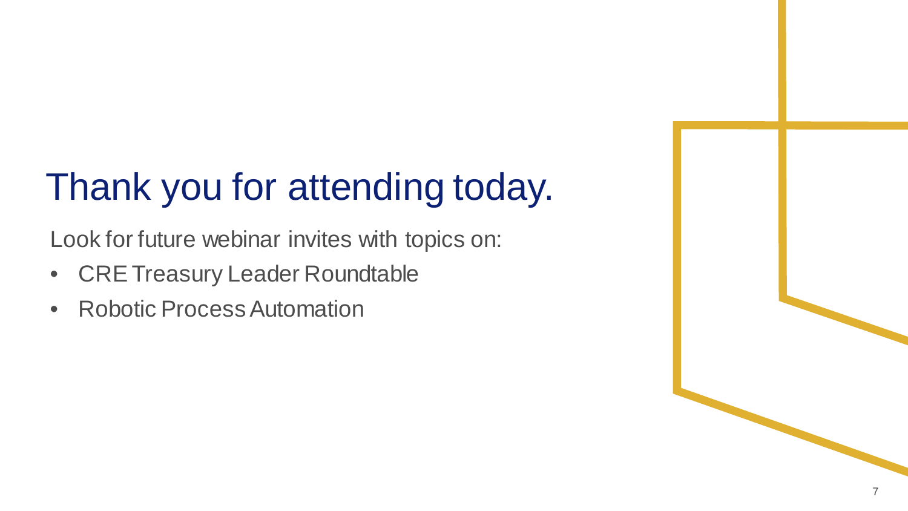# Thank you for attending today.

Look for future webinar invites with topics on:

- CRE Treasury Leader Roundtable
- Robotic Process Automation